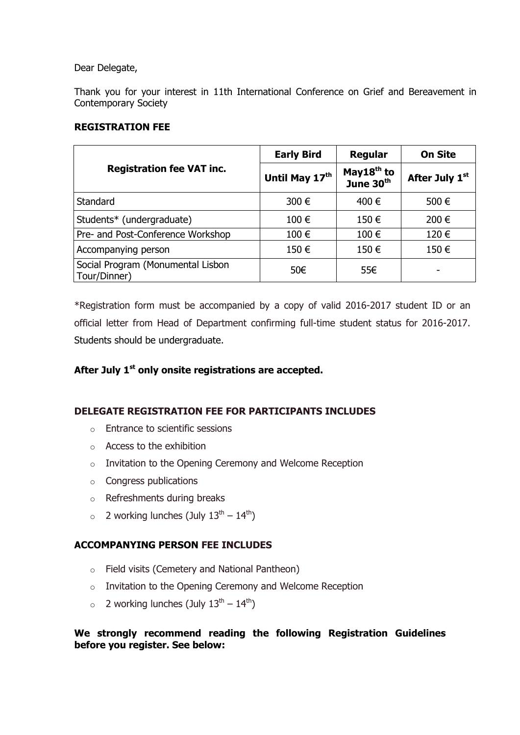Dear Delegate,

Thank you for your interest in 11th International Conference on Grief and Bereavement in Contemporary Society

**REGISTRATION FEE**

| Registration fee VAT inc. | Early Bird | Regular | On Site |
|---|---|---|---|
| | Until May 17th | May18th to June 30th | After July 1st |
| Standard | 300 € | 400 € | 500 € |
| Students* (undergraduate) | 100 € | 150 € | 200 € |
| Pre- and Post-Conference Workshop | 100 € | 100 € | 120 € |
| Accompanying person | 150 € | 150 € | 150 € |
| Social Program (Monumental Lisbon Tour/Dinner) | 50€ | 55€ | - |

*Registration form must be accompanied by a copy of valid 2016-2017 student ID or an official letter from Head of Department confirming full-time student status for 2016-2017. Students should be undergraduate.

**After July 1st only onsite registrations are accepted.**

**DELEGATE REGISTRATION FEE FOR PARTICIPANTS INCLUDES**

- Entrance to scientific sessions
- Access to the exhibition
- Invitation to the Opening Ceremony and Welcome Reception
- Congress publications
- Refreshments during breaks
- 2 working lunches (July 13th – 14th)

**ACCOMPANYING PERSON FEE INCLUDES**

- Field visits (Cemetery and National Pantheon)
- Invitation to the Opening Ceremony and Welcome Reception
- 2 working lunches (July 13th – 14th)

**We strongly recommend reading the following Registration Guidelines before you register. See below:**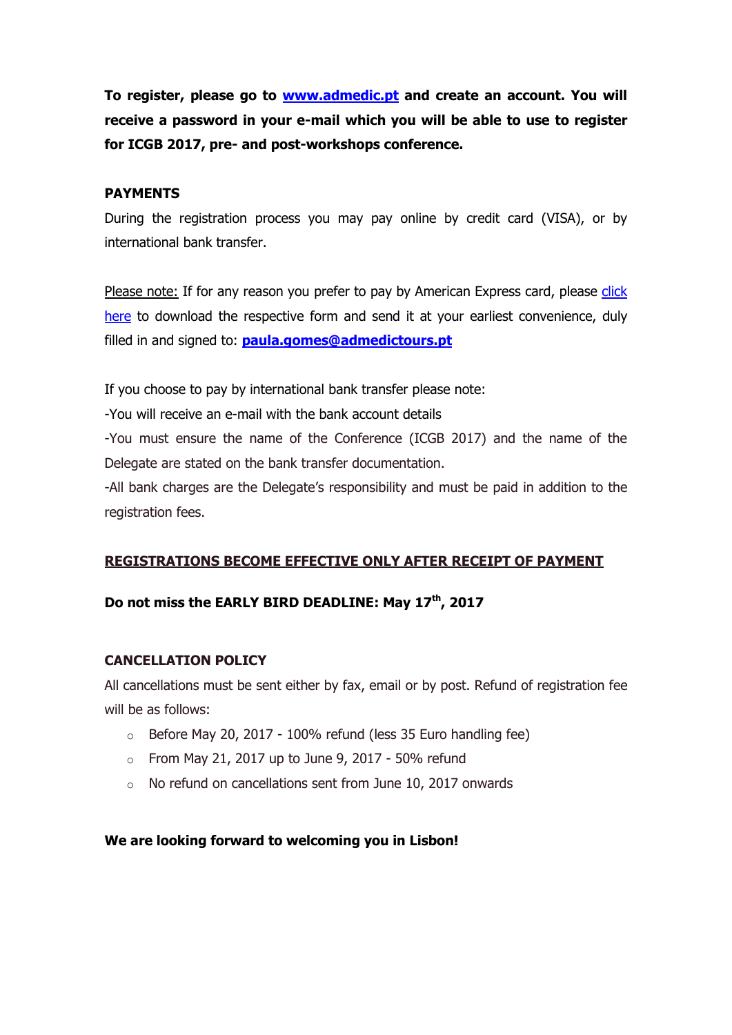**To register, please go to www.admedic.pt and create an account. You will receive a password in your e-mail which you will be able to use to register for ICGB 2017, pre- and post-workshops conference.**

**PAYMENTS**

During the registration process you may pay online by credit card (VISA), or by international bank transfer.

Please note: If for any reason you prefer to pay by American Express card, please click here to download the respective form and send it at your earliest convenience, duly filled in and signed to: **paula.gomes@admedictours.pt**

If you choose to pay by international bank transfer please note:

-You will receive an e-mail with the bank account details

-You must ensure the name of the Conference (ICGB 2017) and the name of the Delegate are stated on the bank transfer documentation.

-All bank charges are the Delegate's responsibility and must be paid in addition to the registration fees.

**REGISTRATIONS BECOME EFFECTIVE ONLY AFTER RECEIPT OF PAYMENT**

**Do not miss the EARLY BIRD DEADLINE: May 17th, 2017**

**CANCELLATION POLICY**

All cancellations must be sent either by fax, email or by post. Refund of registration fee will be as follows:

- Before May 20, 2017 - 100% refund (less 35 Euro handling fee)
- From May 21, 2017 up to June 9, 2017 - 50% refund
- No refund on cancellations sent from June 10, 2017 onwards

**We are looking forward to welcoming you in Lisbon!**